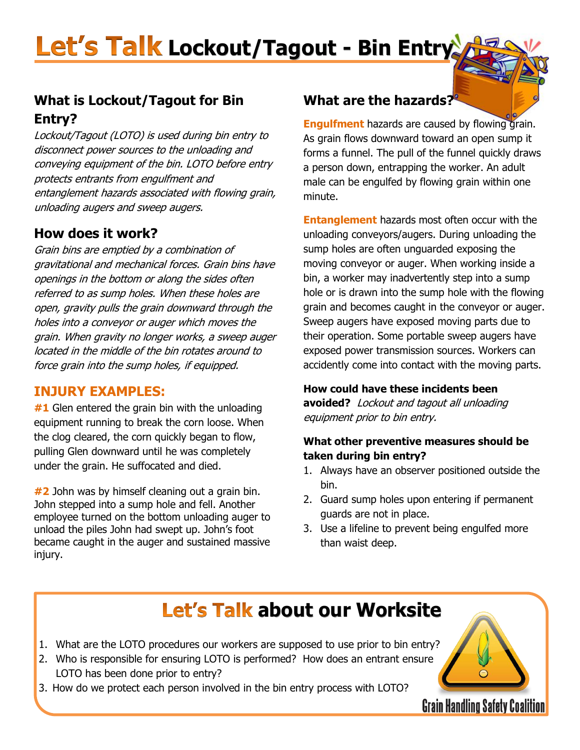# Let's Talk Lockout/Tagout - Bin Entry

## What is Lockout/Tagout for Bin Entry?

*Lockout/Tagout (LOTO) is used during bin entry to disconnect power sources to the unloading and conveying equipment of the bin. LOTO before entry protects entrants from engulfment and entanglement hazards associated with flowing grain, unloading augers and sweep augers.*

## How does it work?

*Grain bins are emptied by a combination of gravitational and mechanical forces. Grain bins have openings in the bottom or along the sides often referred to as sump holes. When these holes are open, gravity pulls the grain downward through the holes into a conveyor or auger which moves the grain. When gravity no longer works, a sweep auger located in the middle of the bin rotates around to force grain into the sump holes, if equipped.*

## INJURY EXAMPLES:

**#1** Glen entered the grain bin with the unloading equipment running to break the corn loose. When the clog cleared, the corn quickly began to flow, pulling Glen downward until he was completely under the grain. He suffocated and died.

**#2** John was by himself cleaning out a grain bin. John stepped into a sump hole and fell. Another employee turned on the bottom unloading auger to unload the piles John had swept up. John's foot became caught in the auger and sustained massive injury.

## What are the hazards?

**Engulfment** hazards are caused by flowing grain. As grain flows downward toward an open sump it forms a funnel. The pull of the funnel quickly draws a person down, entrapping the worker. An adult male can be engulfed by flowing grain within one minute.

**Entanglement** hazards most often occur with the unloading conveyors/augers. During unloading the sump holes are often unguarded exposing the moving conveyor or auger. When working inside a bin, a worker may inadvertently step into a sump hole or is drawn into the sump hole with the flowing grain and becomes caught in the conveyor or auger. Sweep augers have exposed moving parts due to their operation. Some portable sweep augers have exposed power transmission sources. Workers can accidently come into contact with the moving parts.

**How could have these incidents been avoided?** *Lockout and tagout all unloading equipment prior to bin entry.*

**What other preventive measures should be taken during bin entry?**

1. Always have an observer positioned outside the bin.
2. Guard sump holes upon entering if permanent guards are not in place.
3. Use a lifeline to prevent being engulfed more than waist deep.

## Let's Talk about our Worksite

1. What are the LOTO procedures our workers are supposed to use prior to bin entry?
2. Who is responsible for ensuring LOTO is performed? How does an entrant ensure LOTO has been done prior to entry?
3. How do we protect each person involved in the bin entry process with LOTO?

Grain Handling Safety Coalition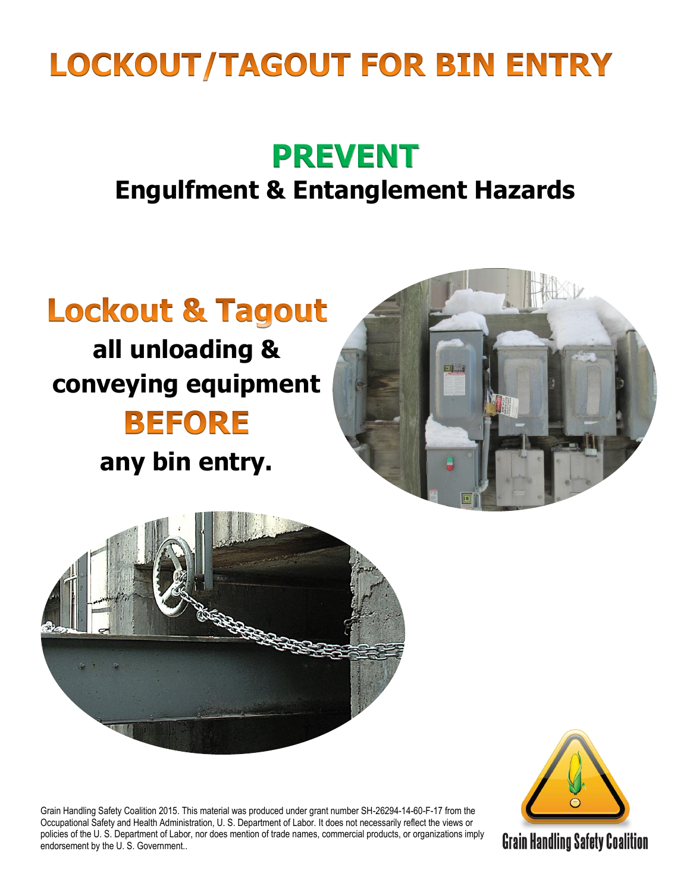# LOCKOUT/TAGOUT FOR BIN ENTRY

## PREVENT

### Engulfment & Entanglement Hazards

## Lockout & Tagout

**all unloading & conveying equipment**

## BEFORE

**any bin entry.**

Grain Handling Safety Coalition 2015. This material was produced under grant number SH-26294-14-60-F-17 from the Occupational Safety and Health Administration, U. S. Department of Labor. It does not necessarily reflect the views or policies of the U. S. Department of Labor, nor does mention of trade names, commercial products, or organizations imply endorsement by the U. S. Government..

Grain Handling Safety Coalition